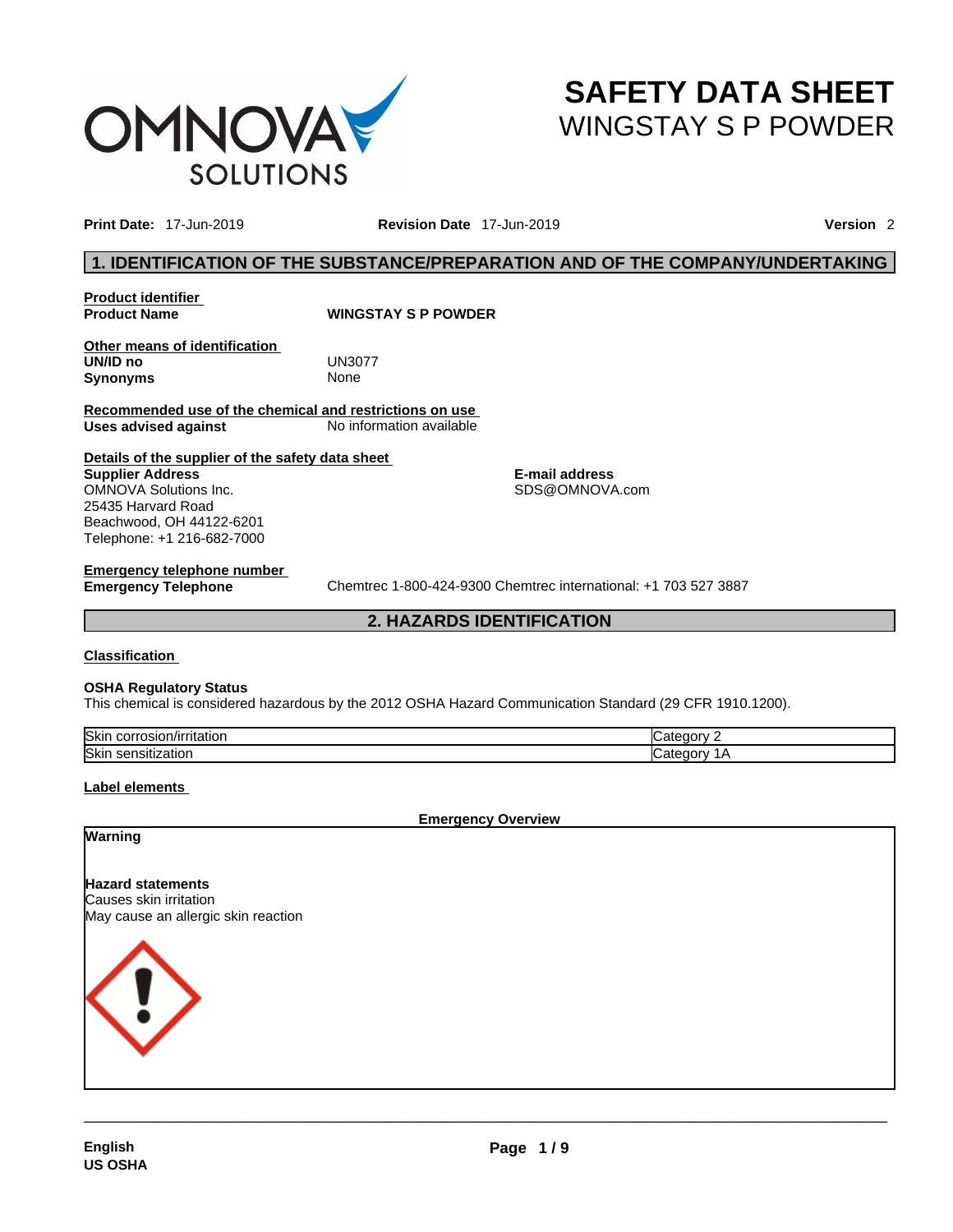# SAFETY DATA SHEET
## WINGSTAY S P POWDER

**Print Date:** 17-Jun-2019 **Revision Date** 17-Jun-2019 **Version** 2

## 1. IDENTIFICATION OF THE SUBSTANCE/PREPARATION AND OF THE COMPANY/UNDERTAKING

**Product identifier**

**Product Name** **WINGSTAY S P POWDER**

**Other means of identification**

**UN/ID no** UN3077

**Synonyms** None

**Recommended use of the chemical and restrictions on use**

**Uses advised against** No information available

**Details of the supplier of the safety data sheet**

**Supplier Address**
OMNOVA Solutions Inc.
25435 Harvard Road
Beachwood, OH 44122-6201
Telephone: +1 216-682-7000

**E-mail address**
SDS@OMNOVA.com

**Emergency telephone number**

**Emergency Telephone** Chemtrec 1-800-424-9300 Chemtrec international: +1 703 527 3887

## 2. HAZARDS IDENTIFICATION

**Classification**

**OSHA Regulatory Status**

This chemical is considered hazardous by the 2012 OSHA Hazard Communication Standard (29 CFR 1910.1200).

| Skin corrosion/irritation | Category 2 |
|---|---|
| Skin sensitization | Category 1A |

**Label elements**

**Emergency Overview**

**Warning**

**Hazard statements**

Causes skin irritation

May cause an allergic skin reaction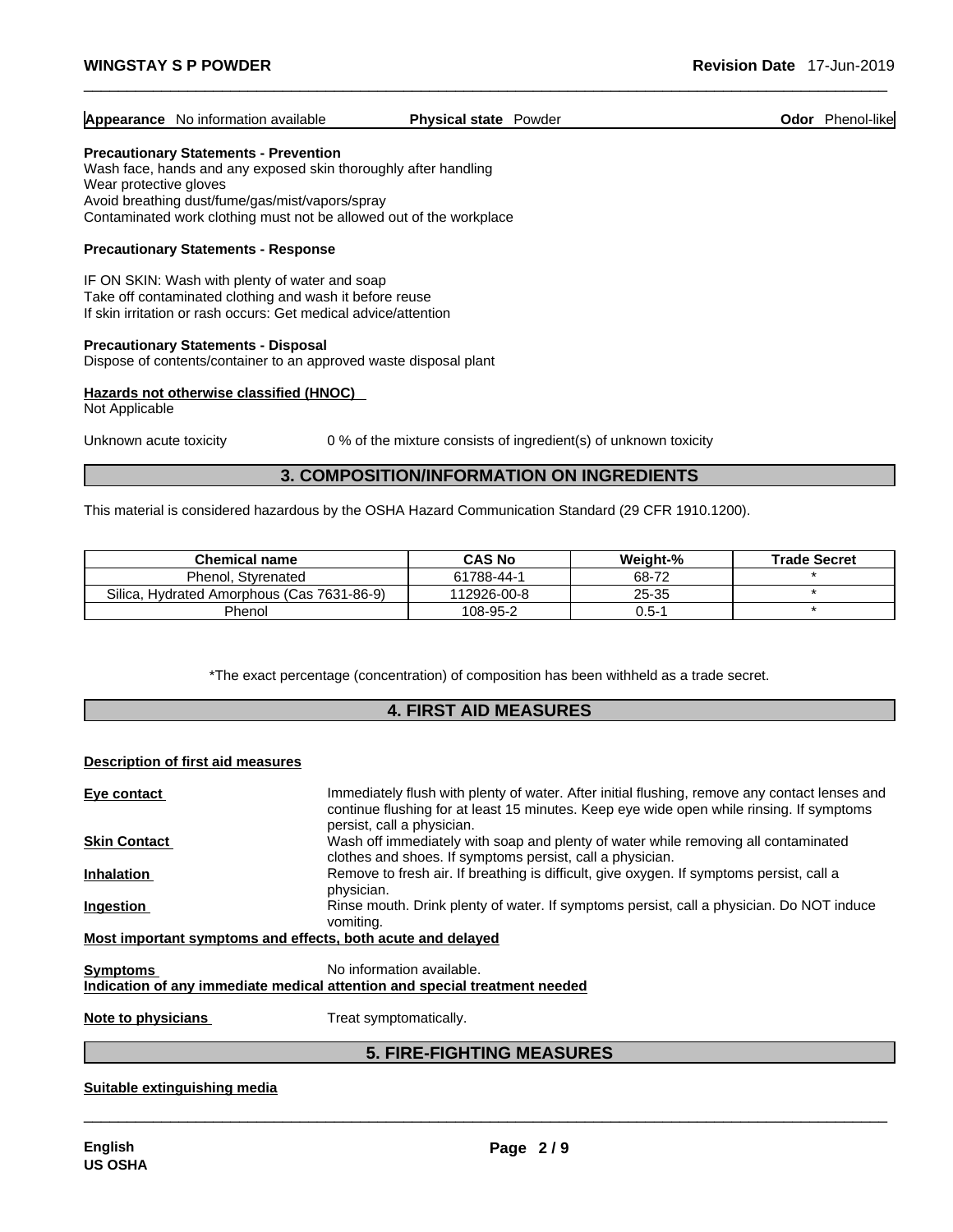**Appearance** No information available **Physical state** Powder **Odor** Phenol-like

**Precautionary Statements - Prevention**

Wash face, hands and any exposed skin thoroughly after handling
Wear protective gloves
Avoid breathing dust/fume/gas/mist/vapors/spray
Contaminated work clothing must not be allowed out of the workplace

**Precautionary Statements - Response**

IF ON SKIN: Wash with plenty of water and soap
Take off contaminated clothing and wash it before reuse
If skin irritation or rash occurs: Get medical advice/attention

**Precautionary Statements - Disposal**

Dispose of contents/container to an approved waste disposal plant

**Hazards not otherwise classified (HNOC)**

Not Applicable

Unknown acute toxicity 0 % of the mixture consists of ingredient(s) of unknown toxicity

## 3. COMPOSITION/INFORMATION ON INGREDIENTS

This material is considered hazardous by the OSHA Hazard Communication Standard (29 CFR 1910.1200).

| Chemical name | CAS No | Weight-% | Trade Secret |
|---|---|---|---|
| Phenol, Styrenated | 61788-44-1 | 68-72 | * |
| Silica, Hydrated Amorphous (Cas 7631-86-9) | 112926-00-8 | 25-35 | * |
| Phenol | 108-95-2 | 0.5-1 | * |

*The exact percentage (concentration) of composition has been withheld as a trade secret.

## 4. FIRST AID MEASURES

**Description of first aid measures**

**Eye contact** Immediately flush with plenty of water. After initial flushing, remove any contact lenses and continue flushing for at least 15 minutes. Keep eye wide open while rinsing. If symptoms persist, call a physician.

**Skin Contact** Wash off immediately with soap and plenty of water while removing all contaminated clothes and shoes. If symptoms persist, call a physician.

**Inhalation** Remove to fresh air. If breathing is difficult, give oxygen. If symptoms persist, call a physician.

**Ingestion** Rinse mouth. Drink plenty of water. If symptoms persist, call a physician. Do NOT induce vomiting.

**Most important symptoms and effects, both acute and delayed**

**Symptoms** No information available.

**Indication of any immediate medical attention and special treatment needed**

**Note to physicians** Treat symptomatically.

## 5. FIRE-FIGHTING MEASURES

**Suitable extinguishing media**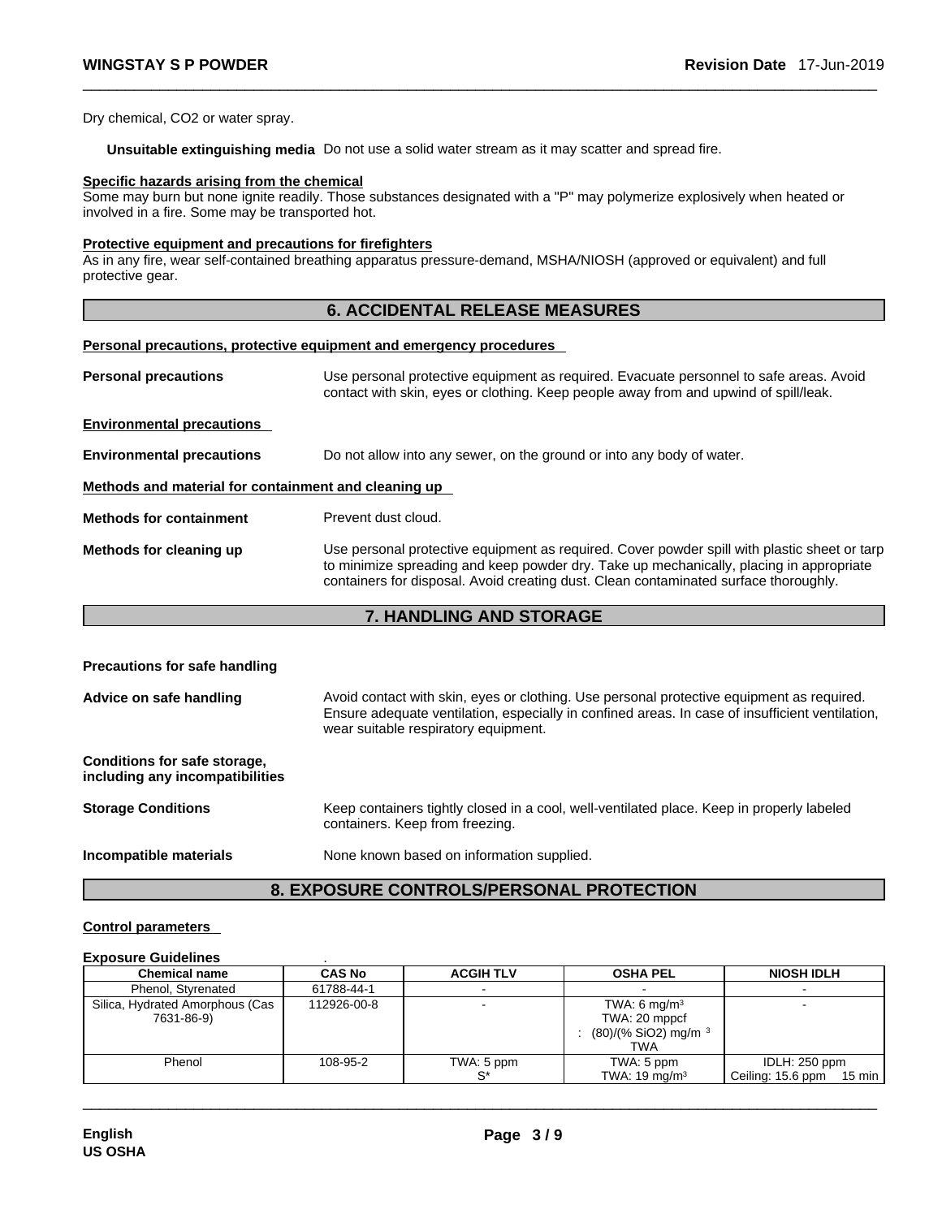Dry chemical, $CO_2$ or water spray.

**Unsuitable extinguishing media** Do not use a solid water stream as it may scatter and spread fire.

**Specific hazards arising from the chemical**
Some may burn but none ignite readily. Those substances designated with a "P" may polymerize explosively when heated or involved in a fire. Some may be transported hot.

**Protective equipment and precautions for firefighters**
As in any fire, wear self-contained breathing apparatus pressure-demand, MSHA/NIOSH (approved or equivalent) and full protective gear.

## 6. ACCIDENTAL RELEASE MEASURES

**Personal precautions, protective equipment and emergency procedures**

**Personal precautions** Use personal protective equipment as required. Evacuate personnel to safe areas. Avoid contact with skin, eyes or clothing. Keep people away from and upwind of spill/leak.

**Environmental precautions**

**Environmental precautions** Do not allow into any sewer, on the ground or into any body of water.

**Methods and material for containment and cleaning up**

**Methods for containment** Prevent dust cloud.

**Methods for cleaning up** Use personal protective equipment as required. Cover powder spill with plastic sheet or tarp to minimize spreading and keep powder dry. Take up mechanically, placing in appropriate containers for disposal. Avoid creating dust. Clean contaminated surface thoroughly.

## 7. HANDLING AND STORAGE

**Precautions for safe handling**

**Advice on safe handling** Avoid contact with skin, eyes or clothing. Use personal protective equipment as required. Ensure adequate ventilation, especially in confined areas. In case of insufficient ventilation, wear suitable respiratory equipment.

**Conditions for safe storage, including any incompatibilities**

**Storage Conditions** Keep containers tightly closed in a cool, well-ventilated place. Keep in properly labeled containers. Keep from freezing.

**Incompatible materials** None known based on information supplied.

## 8. EXPOSURE CONTROLS/PERSONAL PROTECTION

**Control parameters**

**Exposure Guidelines** .

| Chemical name | CAS No | ACGIH TLV | OSHA PEL | NIOSH IDLH |
|---|---|---|---|---|
| Phenol, Styrenated | 61788-44-1 | - | - | - |
| Silica, Hydrated Amorphous (Cas 7631-86-9) | 112926-00-8 | - | TWA: 6 mg/m$^3$<br>TWA: 20 mppcf<br>: (80)/(% SiO2) mg/m $^3$ TWA | - |
| Phenol | 108-95-2 | TWA: 5 ppm<br>S* | TWA: 5 ppm<br>TWA: 19 mg/m$^3$ | IDLH: 250 ppm<br>Ceiling: 15.6 ppm 15 min |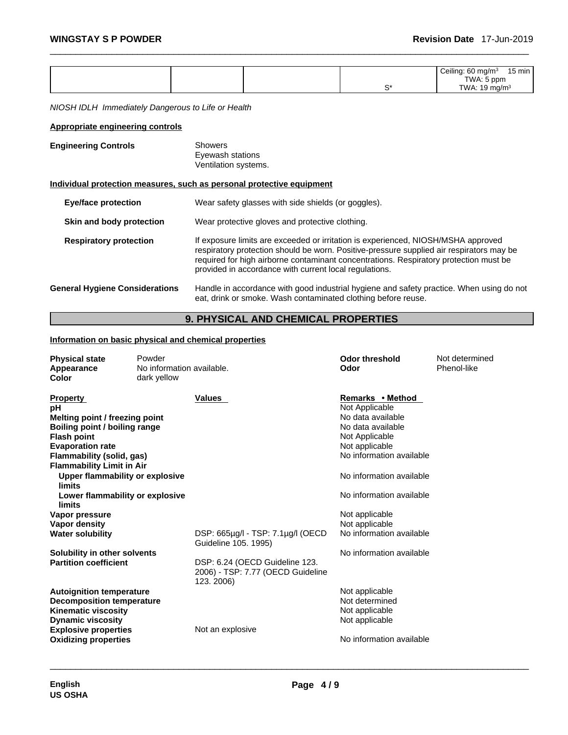| | | | | |
|---|---|---|---|---|
| | | | S* | Ceiling: 60 mg/m³ 15 min<br>TWA: 5 ppm<br>TWA: 19 mg/m³ |

*NIOSH IDLH Immediately Dangerous to Life or Health*

**Appropriate engineering controls**

**Engineering Controls**
Showers
Eyewash stations
Ventilation systems.

**Individual protection measures, such as personal protective equipment**

**Eye/face protection** Wear safety glasses with side shields (or goggles).

**Skin and body protection** Wear protective gloves and protective clothing.

**Respiratory protection** If exposure limits are exceeded or irritation is experienced, NIOSH/MSHA approved respiratory protection should be worn. Positive-pressure supplied air respirators may be required for high airborne contaminant concentrations. Respiratory protection must be provided in accordance with current local regulations.

**General Hygiene Considerations** Handle in accordance with good industrial hygiene and safety practice. When using do not eat, drink or smoke. Wash contaminated clothing before reuse.

## 9. PHYSICAL AND CHEMICAL PROPERTIES

**Information on basic physical and chemical properties**

| | | | |
|---|---|---|---|
| **Physical state** | Powder | **Odor threshold** | Not determined |
| **Appearance** | No information available. | **Odor** | Phenol-like |
| **Color** | dark yellow | | |

| Property | Values | Remarks • Method |
|---|---|---|
| **pH** | | Not Applicable |
| **Melting point / freezing point** | | No data available |
| **Boiling point / boiling range** | | No data available |
| **Flash point** | | Not Applicable |
| **Evaporation rate** | | Not applicable |
| **Flammability (solid, gas)** | | No information available |
| **Flammability Limit in Air** | | |
| **Upper flammability or explosive limits** | | No information available |
| **Lower flammability or explosive limits** | | No information available |
| **Vapor pressure** | | Not applicable |
| **Vapor density** | | Not applicable |
| **Water solubility** | DSP: 665µg/l - TSP: 7.1µg/l (OECD Guideline 105. 1995) | No information available |
| **Solubility in other solvents** | | No information available |
| **Partition coefficient** | DSP: 6.24 (OECD Guideline 123. 2006) - TSP: 7.77 (OECD Guideline 123. 2006) | |
| **Autoignition temperature** | | Not applicable |
| **Decomposition temperature** | | Not determined |
| **Kinematic viscosity** | | Not applicable |
| **Dynamic viscosity** | | Not applicable |
| **Explosive properties** | Not an explosive | |
| **Oxidizing properties** | | No information available |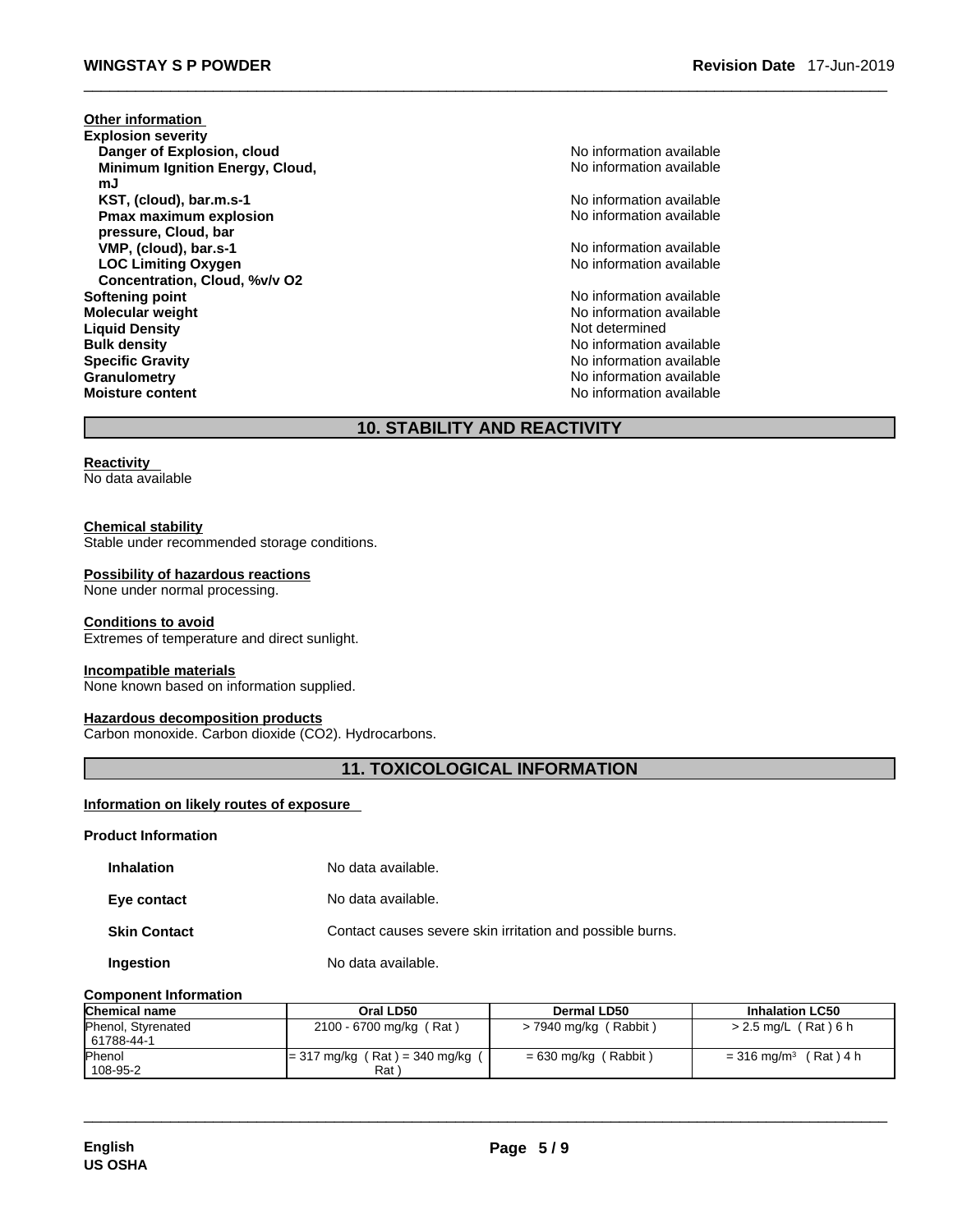**Other information**

**Explosion severity**

| | |
|---|---|
| **Danger of Explosion, cloud** | No information available |
| **Minimum Ignition Energy, Cloud, mJ** | No information available |
| **KST, (cloud), bar.m.s-1** | No information available |
| **Pmax maximum explosion pressure, Cloud, bar** | No information available |
| **VMP, (cloud), bar.s-1** | No information available |
| **LOC Limiting Oxygen Concentration, Cloud, %v/v O2** | No information available |
| **Softening point** | No information available |
| **Molecular weight** | No information available |
| **Liquid Density** | Not determined |
| **Bulk density** | No information available |
| **Specific Gravity** | No information available |
| **Granulometry** | No information available |
| **Moisture content** | No information available |

## 10. STABILITY AND REACTIVITY

**Reactivity**
No data available

**Chemical stability**
Stable under recommended storage conditions.

**Possibility of hazardous reactions**
None under normal processing.

**Conditions to avoid**
Extremes of temperature and direct sunlight.

**Incompatible materials**
None known based on information supplied.

**Hazardous decomposition products**
Carbon monoxide. Carbon dioxide ($CO_2$). Hydrocarbons.

## 11. TOXICOLOGICAL INFORMATION

**Information on likely routes of exposure**

**Product Information**

| | |
|---|---|
| **Inhalation** | No data available. |
| **Eye contact** | No data available. |
| **Skin Contact** | Contact causes severe skin irritation and possible burns. |
| **Ingestion** | No data available. |

**Component Information**

| Chemical name | Oral LD50 | Dermal LD50 | Inhalation LC50 |
|---|---|---|---|
| Phenol, Styrenated 61788-44-1 | 2100 - 6700 mg/kg ( Rat ) | > 7940 mg/kg ( Rabbit ) | > 2.5 mg/L ( Rat ) 6 h |
| Phenol 108-95-2 | = 317 mg/kg ( Rat ) = 340 mg/kg ( Rat ) | = 630 mg/kg ( Rabbit ) | = 316 mg/m³ ( Rat ) 4 h |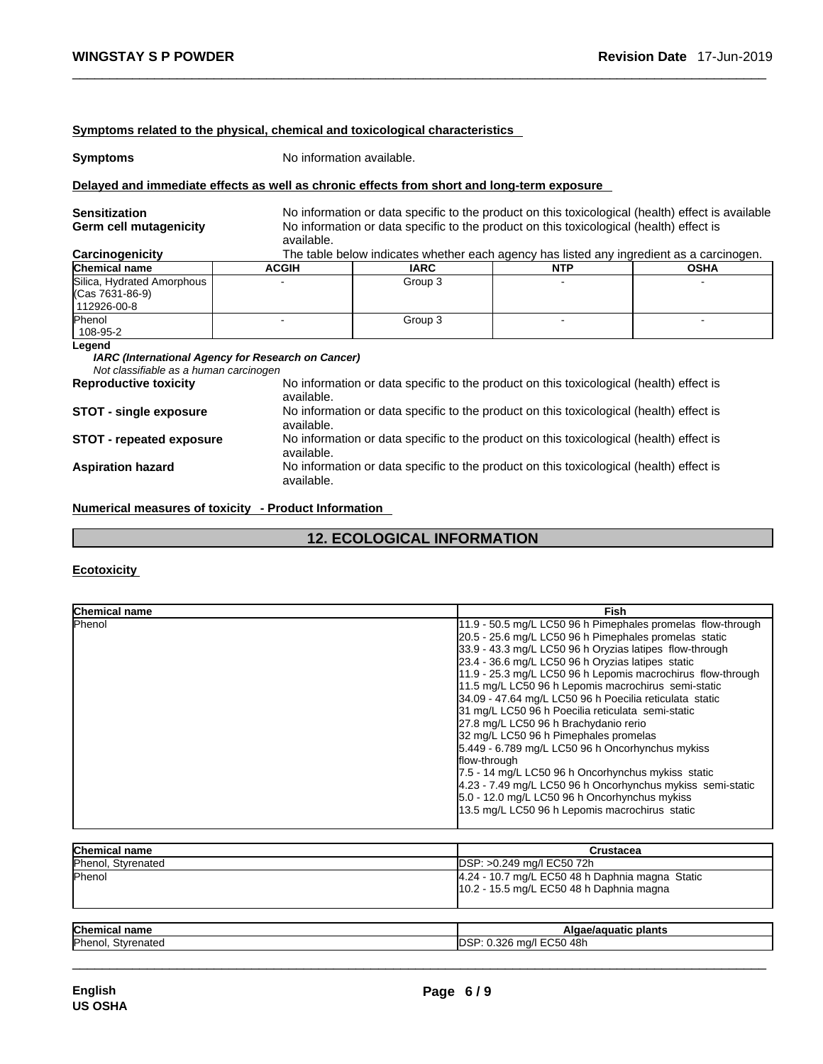### Symptoms related to the physical, chemical and toxicological characteristics

**Symptoms** No information available.

### Delayed and immediate effects as well as chronic effects from short and long-term exposure

**Sensitization** No information or data specific to the product on this toxicological (health) effect is available

**Germ cell mutagenicity** No information or data specific to the product on this toxicological (health) effect is available.

**Carcinogenicity** The table below indicates whether each agency has listed any ingredient as a carcinogen.

| Chemical name | ACGIH | IARC | NTP | OSHA |
|---|---|---|---|---|
| Silica, Hydrated Amorphous (Cas 7631-86-9) 112926-00-8 | - | Group 3 | - | - |
| Phenol 108-95-2 | - | Group 3 | - | - |

**Legend**
*IARC (International Agency for Research on Cancer)*
*Not classifiable as a human carcinogen*

**Reproductive toxicity** No information or data specific to the product on this toxicological (health) effect is available.

**STOT - single exposure** No information or data specific to the product on this toxicological (health) effect is available.

**STOT - repeated exposure** No information or data specific to the product on this toxicological (health) effect is available.

**Aspiration hazard** No information or data specific to the product on this toxicological (health) effect is available.

### Numerical measures of toxicity - Product Information

## 12. ECOLOGICAL INFORMATION

### Ecotoxicity

| Chemical name | Fish |
|---|---|
| Phenol | 11.9 - 50.5 mg/L LC50 96 h Pimephales promelas flow-through<br>20.5 - 25.6 mg/L LC50 96 h Pimephales promelas static<br>33.9 - 43.3 mg/L LC50 96 h Oryzias latipes flow-through<br>23.4 - 36.6 mg/L LC50 96 h Oryzias latipes static<br>11.9 - 25.3 mg/L LC50 96 h Lepomis macrochirus flow-through<br>11.5 mg/L LC50 96 h Lepomis macrochirus semi-static<br>34.09 - 47.64 mg/L LC50 96 h Poecilia reticulata static<br>31 mg/L LC50 96 h Poecilia reticulata semi-static<br>27.8 mg/L LC50 96 h Brachydanio rerio<br>32 mg/L LC50 96 h Pimephales promelas<br>5.449 - 6.789 mg/L LC50 96 h Oncorhynchus mykiss flow-through<br>7.5 - 14 mg/L LC50 96 h Oncorhynchus mykiss static<br>4.23 - 7.49 mg/L LC50 96 h Oncorhynchus mykiss semi-static<br>5.0 - 12.0 mg/L LC50 96 h Oncorhynchus mykiss<br>13.5 mg/L LC50 96 h Lepomis macrochirus static |

| Chemical name | Crustacea |
|---|---|
| Phenol, Styrenated | DSP: >0.249 mg/l EC50 72h |
| Phenol | 4.24 - 10.7 mg/L EC50 48 h Daphnia magna Static<br>10.2 - 15.5 mg/L EC50 48 h Daphnia magna |

| Chemical name | Algae/aquatic plants |
|---|---|
| Phenol, Styrenated | DSP: 0.326 mg/l EC50 48h |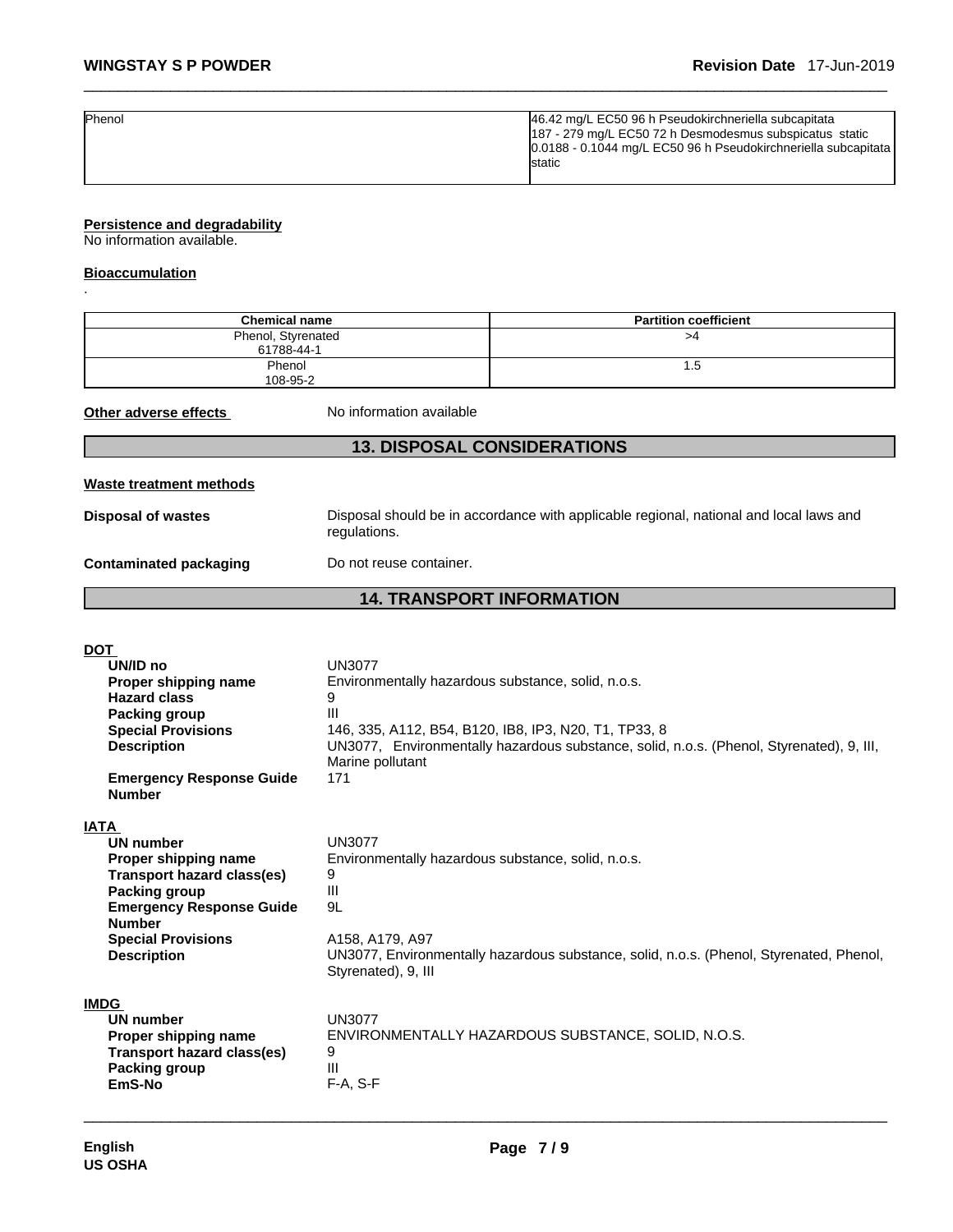| | |
|---|---|
| Phenol | 46.42 mg/L EC50 96 h Pseudokirchneriella subcapitata<br>187 - 279 mg/L EC50 72 h Desmodesmus subspicatus static<br>0.0188 - 0.1044 mg/L EC50 96 h Pseudokirchneriella subcapitata static |

**Persistence and degradability**

No information available.

**Bioaccumulation**

.

| Chemical name | Partition coefficient |
|---|---|
| Phenol, Styrenated<br>61788-44-1 | >4 |
| Phenol<br>108-95-2 | 1.5 |

**Other adverse effects** No information available

## 13. DISPOSAL CONSIDERATIONS

**Waste treatment methods**

**Disposal of wastes** Disposal should be in accordance with applicable regional, national and local laws and regulations.

**Contaminated packaging** Do not reuse container.

## 14. TRANSPORT INFORMATION

**DOT**

- **UN/ID no** UN3077
- **Proper shipping name** Environmentally hazardous substance, solid, n.o.s.
- **Hazard class** 9
- **Packing group** III
- **Special Provisions** 146, 335, A112, B54, B120, IB8, IP3, N20, T1, TP33, 8
- **Description** UN3077, Environmentally hazardous substance, solid, n.o.s. (Phenol, Styrenated), 9, III, Marine pollutant
- **Emergency Response Guide Number** 171

**IATA**

- **UN number** UN3077
- **Proper shipping name** Environmentally hazardous substance, solid, n.o.s.
- **Transport hazard class(es)** 9
- **Packing group** III
- **Emergency Response Guide Number** 9L
- **Special Provisions** A158, A179, A97
- **Description** UN3077, Environmentally hazardous substance, solid, n.o.s. (Phenol, Styrenated, Phenol, Styrenated), 9, III

**IMDG**

- **UN number** UN3077
- **Proper shipping name** ENVIRONMENTALLY HAZARDOUS SUBSTANCE, SOLID, N.O.S.
- **Transport hazard class(es)** 9
- **Packing group** III
- **EmS-No** F-A, S-F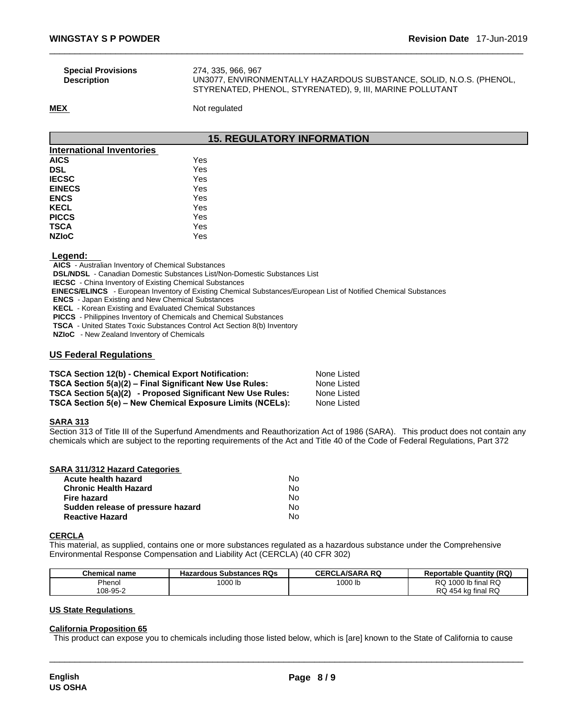| | |
|---|---|
| **Special Provisions** | 274, 335, 966, 967 |
| **Description** | UN3077, ENVIRONMENTALLY HAZARDOUS SUBSTANCE, SOLID, N.O.S. (PHENOL, STYRENATED, PHENOL, STYRENATED), 9, III, MARINE POLLUTANT |

**MEX** Not regulated

## 15. REGULATORY INFORMATION

**International Inventories**

| | |
|---|---|
| **AICS** | Yes |
| **DSL** | Yes |
| **IECSC** | Yes |
| **EINECS** | Yes |
| **ENCS** | Yes |
| **KECL** | Yes |
| **PICCS** | Yes |
| **TSCA** | Yes |
| **NZIoC** | Yes |

**Legend:**

**AICS** - Australian Inventory of Chemical Substances
**DSL/NDSL** - Canadian Domestic Substances List/Non-Domestic Substances List
**IECSC** - China Inventory of Existing Chemical Substances
**EINECS/ELINCS** - European Inventory of Existing Chemical Substances/European List of Notified Chemical Substances
**ENCS** - Japan Existing and New Chemical Substances
**KECL** - Korean Existing and Evaluated Chemical Substances
**PICCS** - Philippines Inventory of Chemicals and Chemical Substances
**TSCA** - United States Toxic Substances Control Act Section 8(b) Inventory
**NZIoC** - New Zealand Inventory of Chemicals

### US Federal Regulations

| | |
|---|---|
| **TSCA Section 12(b) - Chemical Export Notification:** | None Listed |
| **TSCA Section 5(a)(2) – Final Significant New Use Rules:** | None Listed |
| **TSCA Section 5(a)(2) - Proposed Significant New Use Rules:** | None Listed |
| **TSCA Section 5(e) – New Chemical Exposure Limits (NCELs):** | None Listed |

**SARA 313**

Section 313 of Title III of the Superfund Amendments and Reauthorization Act of 1986 (SARA). This product does not contain any chemicals which are subject to the reporting requirements of the Act and Title 40 of the Code of Federal Regulations, Part 372

**SARA 311/312 Hazard Categories**

| | |
|---|---|
| **Acute health hazard** | No |
| **Chronic Health Hazard** | No |
| **Fire hazard** | No |
| **Sudden release of pressure hazard** | No |
| **Reactive Hazard** | No |

**CERCLA**

This material, as supplied, contains one or more substances regulated as a hazardous substance under the Comprehensive Environmental Response Compensation and Liability Act (CERCLA) (40 CFR 302)

| Chemical name | Hazardous Substances RQs | CERCLA/SARA RQ | Reportable Quantity (RQ) |
|---|---|---|---|
| Phenol<br>108-95-2 | 1000 lb | 1000 lb | RQ 1000 lb final RQ<br>RQ 454 kg final RQ |

### US State Regulations

**California Proposition 65**

This product can expose you to chemicals including those listed below, which is [are] known to the State of California to cause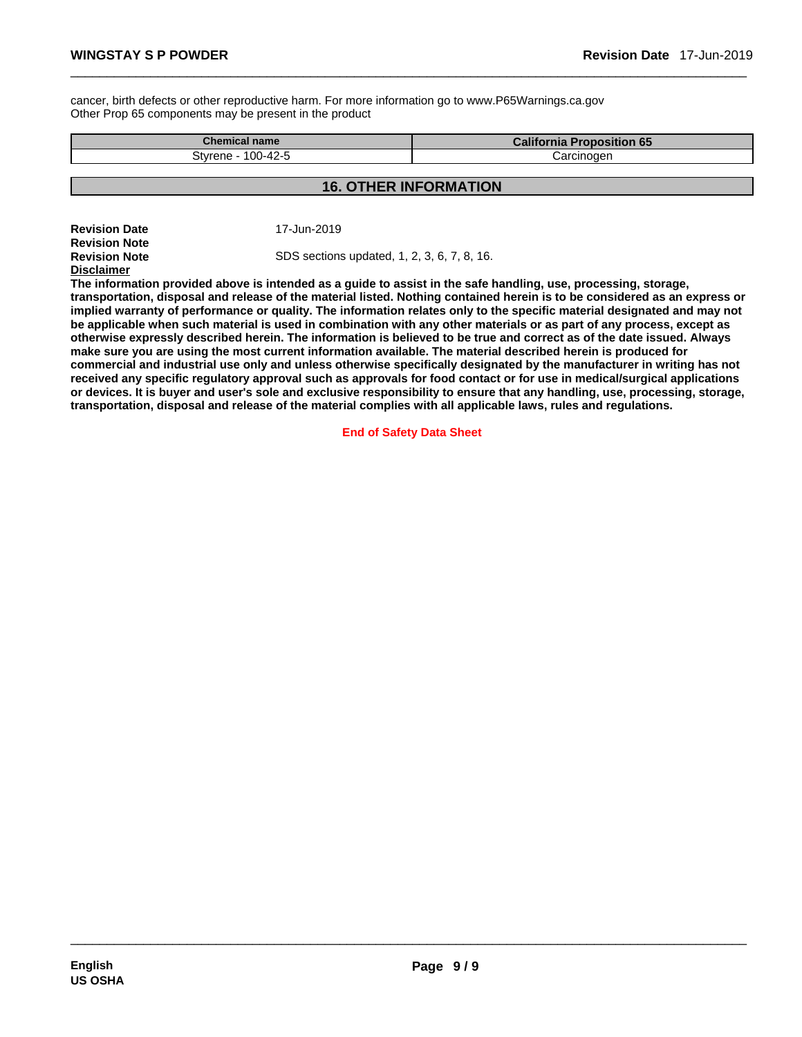cancer, birth defects or other reproductive harm. For more information go to www.P65Warnings.ca.gov
Other Prop 65 components may be present in the product

| Chemical name | California Proposition 65 |
| --- | --- |
| Styrene - 100-42-5 | Carcinogen |

## 16. OTHER INFORMATION

**Revision Date** 17-Jun-2019
**Revision Note**
**Revision Note** SDS sections updated, 1, 2, 3, 6, 7, 8, 16.
**Disclaimer**

**The information provided above is intended as a guide to assist in the safe handling, use, processing, storage, transportation, disposal and release of the material listed. Nothing contained herein is to be considered as an express or implied warranty of performance or quality. The information relates only to the specific material designated and may not be applicable when such material is used in combination with any other materials or as part of any process, except as otherwise expressly described herein. The information is believed to be true and correct as of the date issued. Always make sure you are using the most current information available. The material described herein is produced for commercial and industrial use only and unless otherwise specifically designated by the manufacturer in writing has not received any specific regulatory approval such as approvals for food contact or for use in medical/surgical applications or devices. It is buyer and user's sole and exclusive responsibility to ensure that any handling, use, processing, storage, transportation, disposal and release of the material complies with all applicable laws, rules and regulations.**

**End of Safety Data Sheet**